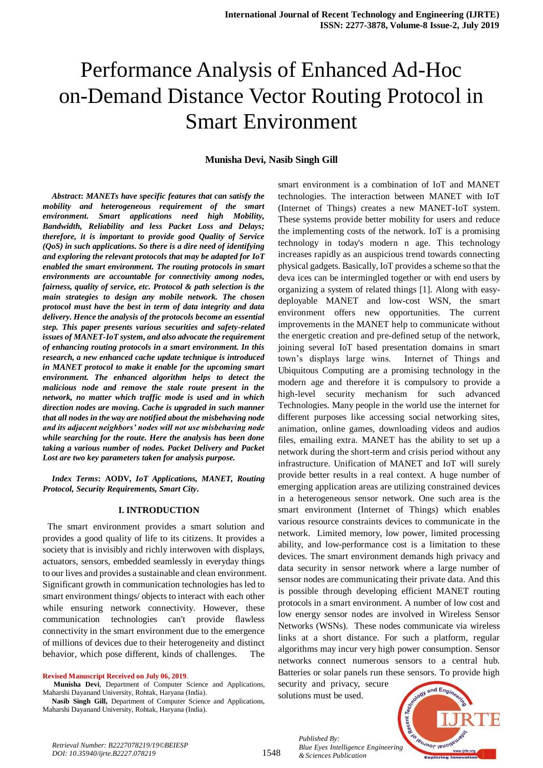# Performance Analysis of Enhanced Ad-Hoc on-Demand Distance Vector Routing Protocol in Smart Environment

**Munisha Devi, Nasib Singh Gill**

***Abstract*: *MANETs have specific features that can satisfy the mobility and heterogeneous requirement of the smart environment. Smart applications need high Mobility, Bandwidth, Reliability and less Packet Loss and Delays; therefore, it is important to provide good Quality of Service (QoS) in such applications. So there is a dire need of identifying and exploring the relevant protocols that may be adapted for IoT enabled the smart environment. The routing protocols in smart environments are accountable for connectivity among nodes, fairness, quality of service, etc. Protocol & path selection is the main strategies to design any mobile network. The chosen protocol must have the best in term of data integrity and data delivery. Hence the analysis of the protocols become an essential step. This paper presents various securities and safety-related issues of MANET-IoT system, and also advocate the requirement of enhancing routing protocols in a smart environment. In this research, a new enhanced cache update technique is introduced in MANET protocol to make it enable for the upcoming smart environment. The enhanced algorithm helps to detect the malicious node and remove the stale route present in the network, no matter which traffic mode is used and in which direction nodes are moving. Cache is upgraded in such manner that all nodes in the way are notified about the misbehaving node and its adjacent neighbors' nodes will not use misbehaving node while searching for the route. Here the analysis has been done taking a various number of nodes. Packet Delivery and Packet Lost are two key parameters taken for analysis purpose.***

***Index Terms*: AODV, *IoT Applications, MANET, Routing Protocol, Security Requirements, Smart City*.**

## I. INTRODUCTION

The smart environment provides a smart solution and provides a good quality of life to its citizens. It provides a society that is invisibly and richly interwoven with displays, actuators, sensors, embedded seamlessly in everyday things to our lives and provides a sustainable and clean environment. Significant growth in communication technologies has led to smart environment things/ objects to interact with each other while ensuring network connectivity. However, these communication technologies can't provide flawless connectivity in the smart environment due to the emergence of millions of devices due to their heterogeneity and distinct behavior, which pose different, kinds of challenges. The smart environment is a combination of IoT and MANET technologies. The interaction between MANET with IoT (Internet of Things) creates a new MANET-IoT system. These systems provide better mobility for users and reduce the implementing costs of the network. IoT is a promising technology in today's modern n age. This technology increases rapidly as an auspicious trend towards connecting physical gadgets. Basically, IoT provides a scheme so that the deva ices can be intermingled together or with end users by organizing a system of related things [1]. Along with easy-deployable MANET and low-cost WSN, the smart environment offers new opportunities. The current improvements in the MANET help to communicate without the energetic creation and pre-defined setup of the network, joining several IoT based presentation domains in smart town's displays large wins. Internet of Things and Ubiquitous Computing are a promising technology in the modern age and therefore it is compulsory to provide a high-level security mechanism for such advanced Technologies. Many people in the world use the internet for different purposes like accessing social networking sites, animation, online games, downloading videos and audios files, emailing extra. MANET has the ability to set up a network during the short-term and crisis period without any infrastructure. Unification of MANET and IoT will surely provide better results in a real context. A huge number of emerging application areas are utilizing constrained devices in a heterogeneous sensor network. One such area is the smart environment (Internet of Things) which enables various resource constraints devices to communicate in the network. Limited memory, low power, limited processing ability, and low-performance cost is a limitation to these devices. The smart environment demands high privacy and data security in sensor network where a large number of sensor nodes are communicating their private data. And this is possible through developing efficient MANET routing protocols in a smart environment. A number of low cost and low energy sensor nodes are involved in Wireless Sensor Networks (WSNs). These nodes communicate via wireless links at a short distance. For such a platform, regular algorithms may incur very high power consumption. Sensor networks connect numerous sensors to a central hub. Batteries or solar panels run these sensors. To provide high security and privacy, secure solutions must be used.

**Revised Manuscript Received on July 06, 2019**.

**Munisha Devi**, Department of Computer Science and Applications, Maharshi Dayanand University, Rohtak, Haryana (India).

**Nasib Singh Gill,** Department of Computer Science and Applications, Maharshi Dayanand University, Rohtak, Haryana (India).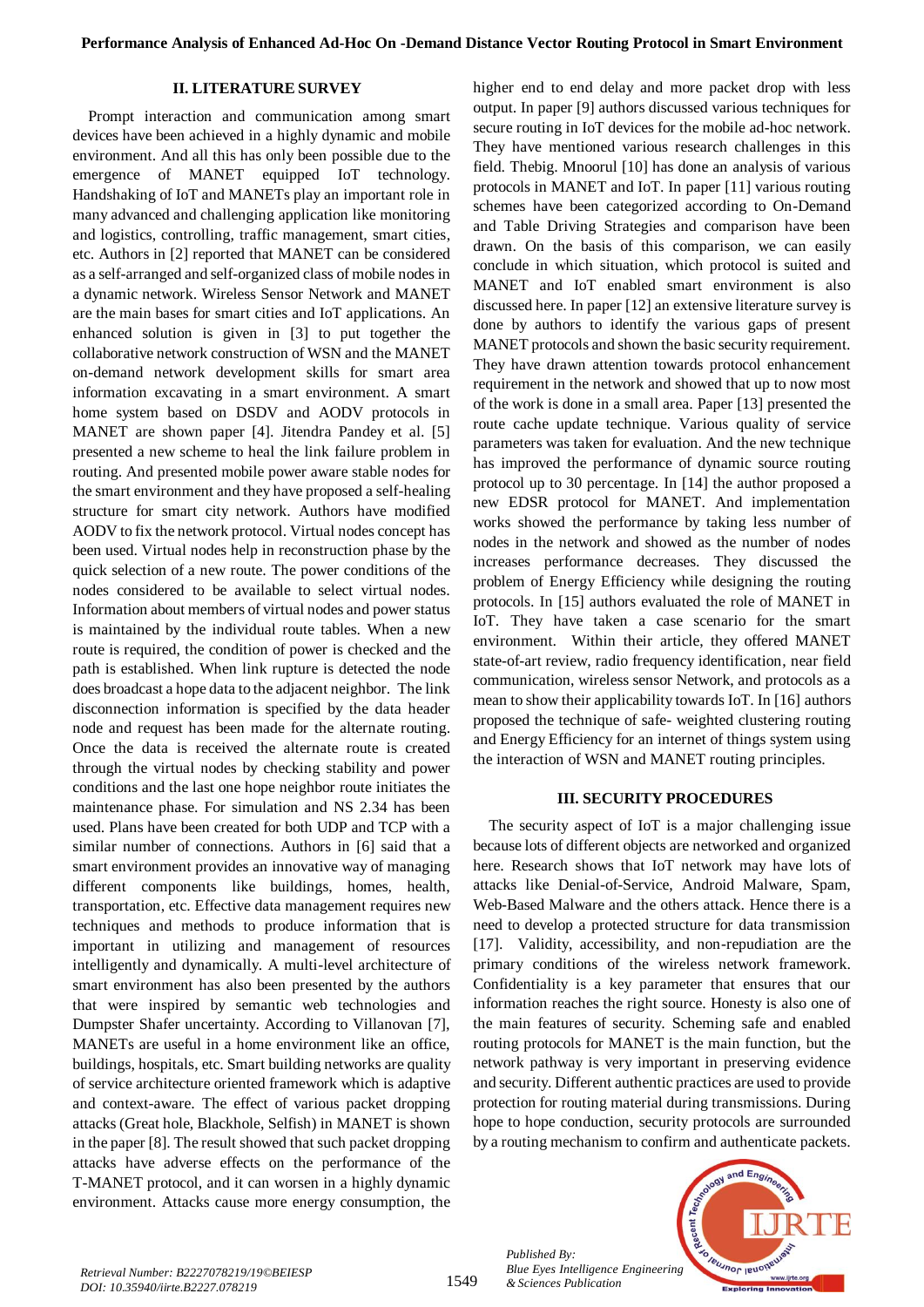## II. LITERATURE SURVEY

Prompt interaction and communication among smart devices have been achieved in a highly dynamic and mobile environment. And all this has only been possible due to the emergence of MANET equipped IoT technology. Handshaking of IoT and MANETs play an important role in many advanced and challenging application like monitoring and logistics, controlling, traffic management, smart cities, etc. Authors in [2] reported that MANET can be considered as a self-arranged and self-organized class of mobile nodes in a dynamic network. Wireless Sensor Network and MANET are the main bases for smart cities and IoT applications. An enhanced solution is given in [3] to put together the collaborative network construction of WSN and the MANET on-demand network development skills for smart area information excavating in a smart environment. A smart home system based on DSDV and AODV protocols in MANET are shown paper [4]. Jitendra Pandey et al. [5] presented a new scheme to heal the link failure problem in routing. And presented mobile power aware stable nodes for the smart environment and they have proposed a self-healing structure for smart city network. Authors have modified AODV to fix the network protocol. Virtual nodes concept has been used. Virtual nodes help in reconstruction phase by the quick selection of a new route. The power conditions of the nodes considered to be available to select virtual nodes. Information about members of virtual nodes and power status is maintained by the individual route tables. When a new route is required, the condition of power is checked and the path is established. When link rupture is detected the node does broadcast a hope data to the adjacent neighbor. The link disconnection information is specified by the data header node and request has been made for the alternate routing. Once the data is received the alternate route is created through the virtual nodes by checking stability and power conditions and the last one hope neighbor route initiates the maintenance phase. For simulation and NS 2.34 has been used. Plans have been created for both UDP and TCP with a similar number of connections. Authors in [6] said that a smart environment provides an innovative way of managing different components like buildings, homes, health, transportation, etc. Effective data management requires new techniques and methods to produce information that is important in utilizing and management of resources intelligently and dynamically. A multi-level architecture of smart environment has also been presented by the authors that were inspired by semantic web technologies and Dumpster Shafer uncertainty. According to Villanovan [7], MANETs are useful in a home environment like an office, buildings, hospitals, etc. Smart building networks are quality of service architecture oriented framework which is adaptive and context-aware. The effect of various packet dropping attacks (Great hole, Blackhole, Selfish) in MANET is shown in the paper [8]. The result showed that such packet dropping attacks have adverse effects on the performance of the T-MANET protocol, and it can worsen in a highly dynamic environment. Attacks cause more energy consumption, the higher end to end delay and more packet drop with less output. In paper [9] authors discussed various techniques for secure routing in IoT devices for the mobile ad-hoc network. They have mentioned various research challenges in this field. Thebig. Mnoorul [10] has done an analysis of various protocols in MANET and IoT. In paper [11] various routing schemes have been categorized according to On-Demand and Table Driving Strategies and comparison have been drawn. On the basis of this comparison, we can easily conclude in which situation, which protocol is suited and MANET and IoT enabled smart environment is also discussed here. In paper [12] an extensive literature survey is done by authors to identify the various gaps of present MANET protocols and shown the basic security requirement. They have drawn attention towards protocol enhancement requirement in the network and showed that up to now most of the work is done in a small area. Paper [13] presented the route cache update technique. Various quality of service parameters was taken for evaluation. And the new technique has improved the performance of dynamic source routing protocol up to 30 percentage. In [14] the author proposed a new EDSR protocol for MANET. And implementation works showed the performance by taking less number of nodes in the network and showed as the number of nodes increases performance decreases. They discussed the problem of Energy Efficiency while designing the routing protocols. In [15] authors evaluated the role of MANET in IoT. They have taken a case scenario for the smart environment. Within their article, they offered MANET state-of-art review, radio frequency identification, near field communication, wireless sensor Network, and protocols as a mean to show their applicability towards IoT. In [16] authors proposed the technique of safe- weighted clustering routing and Energy Efficiency for an internet of things system using the interaction of WSN and MANET routing principles.

## III. SECURITY PROCEDURES

The security aspect of IoT is a major challenging issue because lots of different objects are networked and organized here. Research shows that IoT network may have lots of attacks like Denial-of-Service, Android Malware, Spam, Web-Based Malware and the others attack. Hence there is a need to develop a protected structure for data transmission [17]. Validity, accessibility, and non-repudiation are the primary conditions of the wireless network framework. Confidentiality is a key parameter that ensures that our information reaches the right source. Honesty is also one of the main features of security. Scheming safe and enabled routing protocols for MANET is the main function, but the network pathway is very important in preserving evidence and security. Different authentic practices are used to provide protection for routing material during transmissions. During hope to hope conduction, security protocols are surrounded by a routing mechanism to confirm and authenticate packets.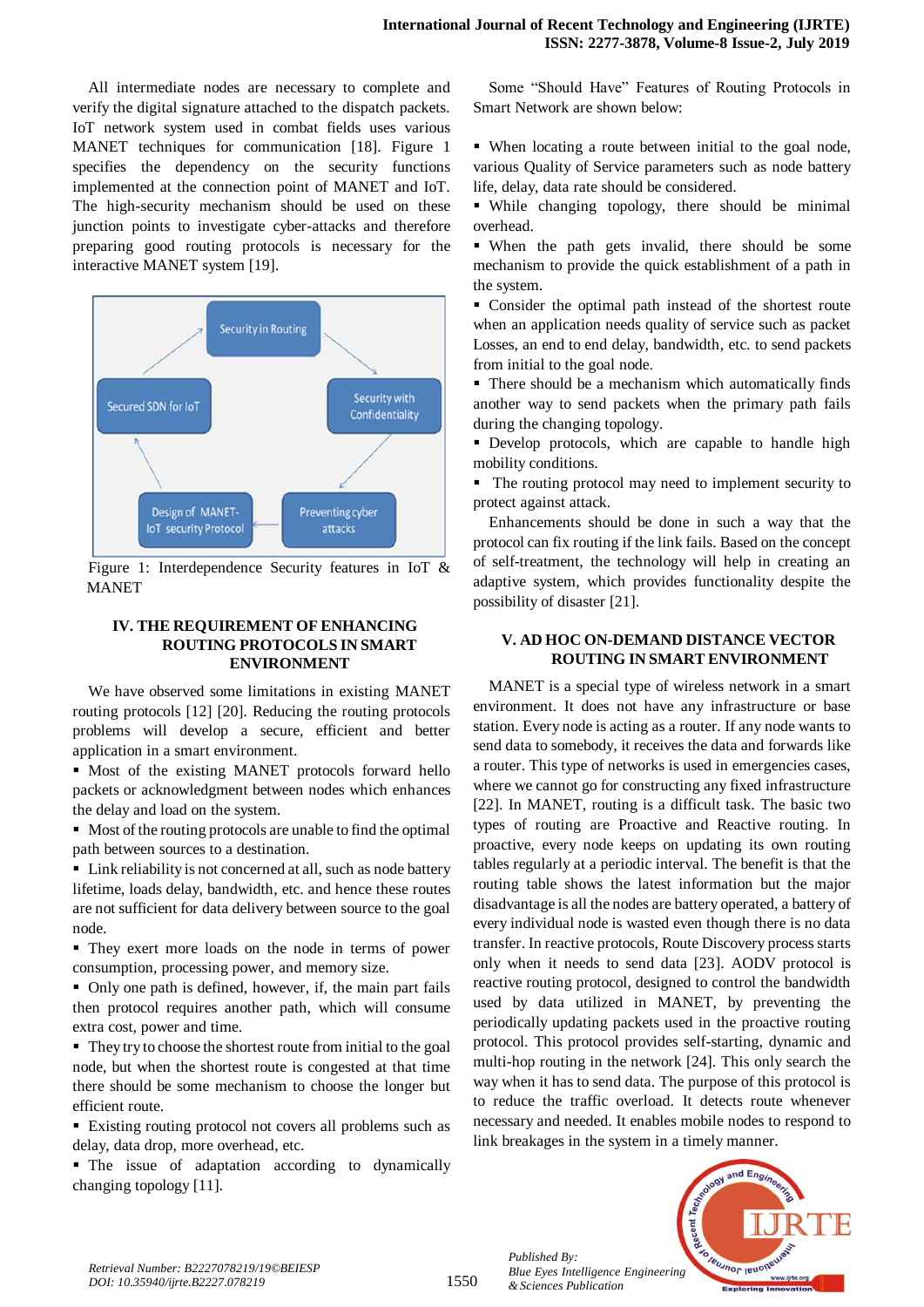All intermediate nodes are necessary to complete and verify the digital signature attached to the dispatch packets. IoT network system used in combat fields uses various MANET techniques for communication [18]. Figure 1 specifies the dependency on the security functions implemented at the connection point of MANET and IoT. The high-security mechanism should be used on these junction points to investigate cyber-attacks and therefore preparing good routing protocols is necessary for the interactive MANET system [19].

Figure 1: Interdependence Security features in IoT & MANET

## IV. THE REQUIREMENT OF ENHANCING ROUTING PROTOCOLS IN SMART ENVIRONMENT

We have observed some limitations in existing MANET routing protocols [12] [20]. Reducing the routing protocols problems will develop a secure, efficient and better application in a smart environment.

- Most of the existing MANET protocols forward hello packets or acknowledgment between nodes which enhances the delay and load on the system.
- Most of the routing protocols are unable to find the optimal path between sources to a destination.
- Link reliability is not concerned at all, such as node battery lifetime, loads delay, bandwidth, etc. and hence these routes are not sufficient for data delivery between source to the goal node.
- They exert more loads on the node in terms of power consumption, processing power, and memory size.
- Only one path is defined, however, if, the main part fails then protocol requires another path, which will consume extra cost, power and time.
- They try to choose the shortest route from initial to the goal node, but when the shortest route is congested at that time there should be some mechanism to choose the longer but efficient route.
- Existing routing protocol not covers all problems such as delay, data drop, more overhead, etc.
- The issue of adaptation according to dynamically changing topology [11].

Some "Should Have" Features of Routing Protocols in Smart Network are shown below:

- When locating a route between initial to the goal node, various Quality of Service parameters such as node battery life, delay, data rate should be considered.
- While changing topology, there should be minimal overhead.
- When the path gets invalid, there should be some mechanism to provide the quick establishment of a path in the system.
- Consider the optimal path instead of the shortest route when an application needs quality of service such as packet Losses, an end to end delay, bandwidth, etc. to send packets from initial to the goal node.
- There should be a mechanism which automatically finds another way to send packets when the primary path fails during the changing topology.
- Develop protocols, which are capable to handle high mobility conditions.
- The routing protocol may need to implement security to protect against attack.

Enhancements should be done in such a way that the protocol can fix routing if the link fails. Based on the concept of self-treatment, the technology will help in creating an adaptive system, which provides functionality despite the possibility of disaster [21].

## V. AD HOC ON-DEMAND DISTANCE VECTOR ROUTING IN SMART ENVIRONMENT

MANET is a special type of wireless network in a smart environment. It does not have any infrastructure or base station. Every node is acting as a router. If any node wants to send data to somebody, it receives the data and forwards like a router. This type of networks is used in emergencies cases, where we cannot go for constructing any fixed infrastructure [22]. In MANET, routing is a difficult task. The basic two types of routing are Proactive and Reactive routing. In proactive, every node keeps on updating its own routing tables regularly at a periodic interval. The benefit is that the routing table shows the latest information but the major disadvantage is all the nodes are battery operated, a battery of every individual node is wasted even though there is no data transfer. In reactive protocols, Route Discovery process starts only when it needs to send data [23]. AODV protocol is reactive routing protocol, designed to control the bandwidth used by data utilized in MANET, by preventing the periodically updating packets used in the proactive routing protocol. This protocol provides self-starting, dynamic and multi-hop routing in the network [24]. This only search the way when it has to send data. The purpose of this protocol is to reduce the traffic overload. It detects route whenever necessary and needed. It enables mobile nodes to respond to link breakages in the system in a timely manner.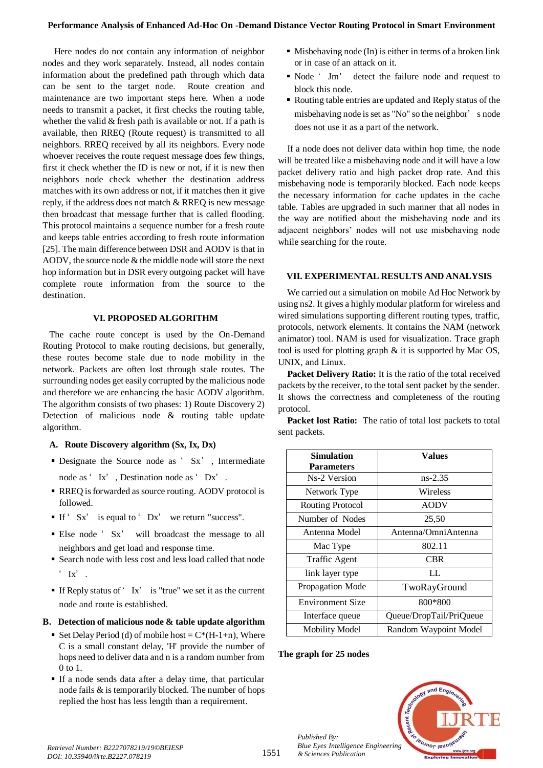Here nodes do not contain any information of neighbor nodes and they work separately. Instead, all nodes contain information about the predefined path through which data can be sent to the target node. Route creation and maintenance are two important steps here. When a node needs to transmit a packet, it first checks the routing table, whether the valid & fresh path is available or not. If a path is available, then RREQ (Route request) is transmitted to all neighbors. RREQ received by all its neighbors. Every node whoever receives the route request message does few things, first it check whether the ID is new or not, if it is new then neighbors node check whether the destination address matches with its own address or not, if it matches then it give reply, if the address does not match & RREQ is new message then broadcast that message further that is called flooding. This protocol maintains a sequence number for a fresh route and keeps table entries according to fresh route information [25]. The main difference between DSR and AODV is that in AODV, the source node & the middle node will store the next hop information but in DSR every outgoing packet will have complete route information from the source to the destination.

## VI. PROPOSED ALGORITHM

The cache route concept is used by the On-Demand Routing Protocol to make routing decisions, but generally, these routes become stale due to node mobility in the network. Packets are often lost through stale routes. The surrounding nodes get easily corrupted by the malicious node and therefore we are enhancing the basic AODV algorithm. The algorithm consists of two phases: 1) Route Discovery 2) Detection of malicious node & routing table update algorithm.

### A. Route Discovery algorithm (Sx, Ix, Dx)

- Designate the Source node as 'Sx', Intermediate node as 'Ix', Destination node as 'Dx'.
- RREQ is forwarded as source routing. AODV protocol is followed.
- If 'Sx' is equal to 'Dx' we return "success".
- Else node 'Sx' will broadcast the message to all neighbors and get load and response time.
- Search node with less cost and less load called that node 'Ix'.
- If Reply status of 'Ix' is "true" we set it as the current node and route is established.

### B. Detection of malicious node & table update algorithm

- Set Delay Period (d) of mobile host = C*(H-1+n), Where C is a small constant delay, 'H' provide the number of hops need to deliver data and n is a random number from 0 to 1.
- If a node sends data after a delay time, that particular node fails & is temporarily blocked. The number of hops replied the host has less length than a requirement.
- Misbehaving node (In) is either in terms of a broken link or in case of an attack on it.
- Node 'Jm' detect the failure node and request to block this node.
- Routing table entries are updated and Reply status of the misbehaving node is set as "No" so the neighbor's node does not use it as a part of the network.

If a node does not deliver data within hop time, the node will be treated like a misbehaving node and it will have a low packet delivery ratio and high packet drop rate. And this misbehaving node is temporarily blocked. Each node keeps the necessary information for cache updates in the cache table. Tables are upgraded in such manner that all nodes in the way are notified about the misbehaving node and its adjacent neighbors' nodes will not use misbehaving node while searching for the route.

## VII. EXPERIMENTAL RESULTS AND ANALYSIS

We carried out a simulation on mobile Ad Hoc Network by using ns2. It gives a highly modular platform for wireless and wired simulations supporting different routing types, traffic, protocols, network elements. It contains the NAM (network animator) tool. NAM is used for visualization. Trace graph tool is used for plotting graph & it is supported by Mac OS, UNIX, and Linux.

**Packet Delivery Ratio:** It is the ratio of the total received packets by the receiver, to the total sent packet by the sender. It shows the correctness and completeness of the routing protocol.

**Packet lost Ratio:** The ratio of total lost packets to total sent packets.

| Simulation Parameters | Values |
|---|---|
| Ns-2 Version | ns-2.35 |
| Network Type | Wireless |
| Routing Protocol | AODV |
| Number of Nodes | 25,50 |
| Antenna Model | Antenna/OmniAntenna |
| Mac Type | 802.11 |
| Traffic Agent | CBR |
| link layer type | LL |
| Propagation Mode | TwoRayGround |
| Environment Size | 800*800 |
| Interface queue | Queue/DropTail/PriQueue |
| Mobility Model | Random Waypoint Model |

**The graph for 25 nodes**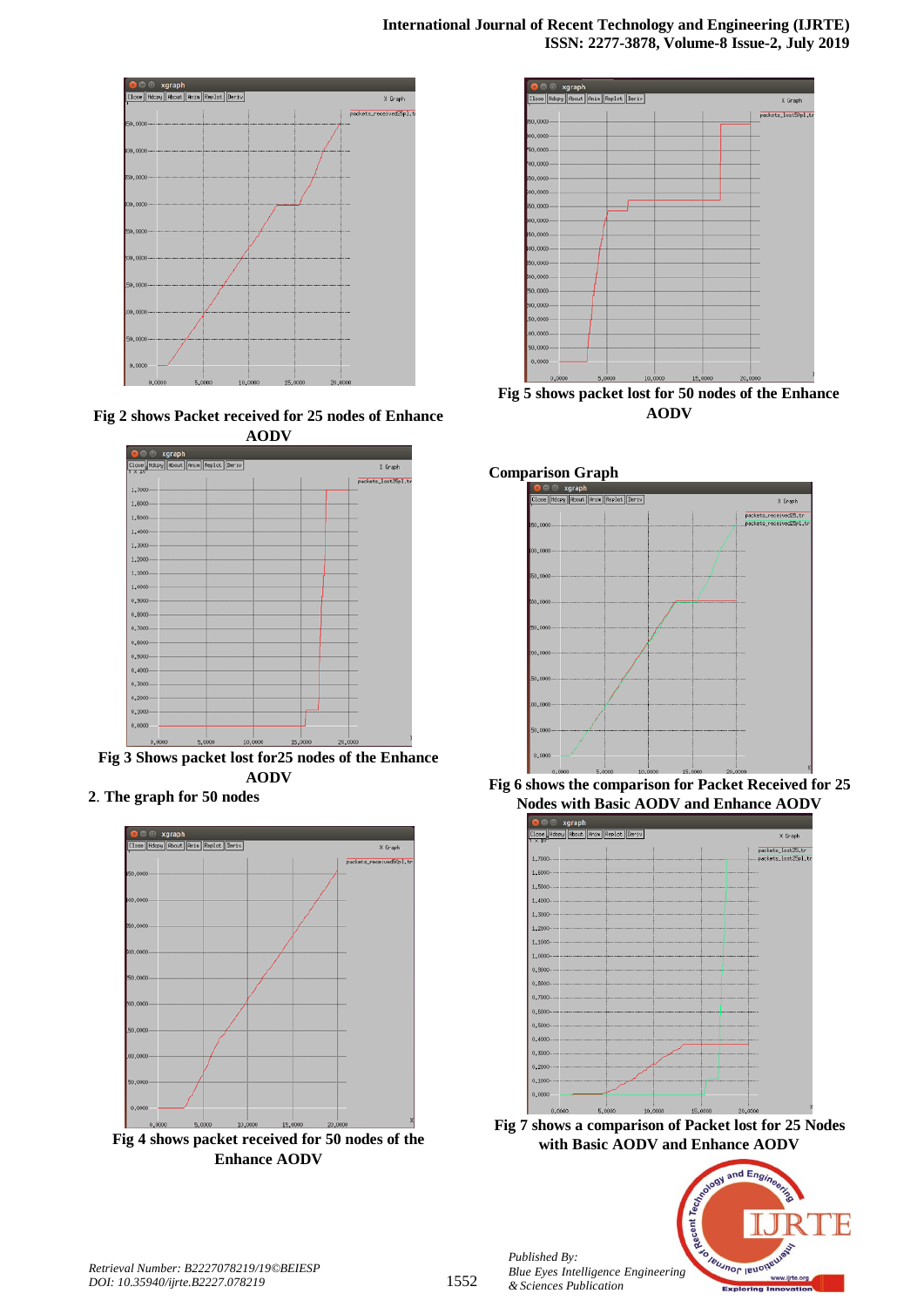Fig 2 shows Packet received for 25 nodes of Enhance AODV

Fig 3 Shows packet lost for25 nodes of the Enhance AODV

2. The graph for 50 nodes

Fig 4 shows packet received for 50 nodes of the Enhance AODV

Fig 5 shows packet lost for 50 nodes of the Enhance AODV

**Comparison Graph**

Fig 6 shows the comparison for Packet Received for 25 Nodes with Basic AODV and Enhance AODV

Fig 7 shows a comparison of Packet lost for 25 Nodes with Basic AODV and Enhance AODV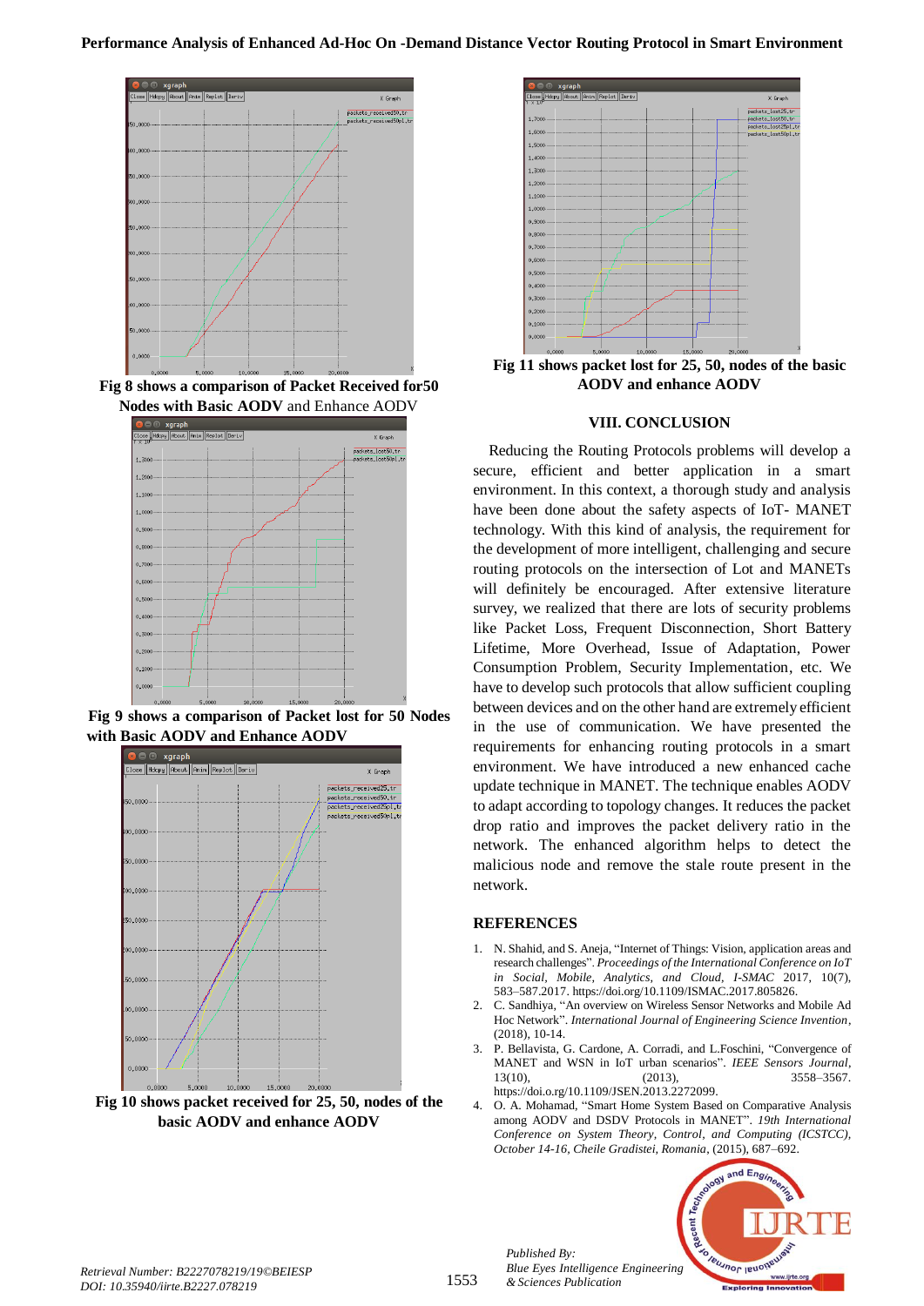Fig 8 shows a comparison of Packet Received for50 Nodes with Basic AODV and Enhance AODV

Fig 9 shows a comparison of Packet lost for 50 Nodes with Basic AODV and Enhance AODV

Fig 10 shows packet received for 25, 50, nodes of the basic AODV and enhance AODV

Fig 11 shows packet lost for 25, 50, nodes of the basic AODV and enhance AODV

## VIII. CONCLUSION

Reducing the Routing Protocols problems will develop a secure, efficient and better application in a smart environment. In this context, a thorough study and analysis have been done about the safety aspects of IoT- MANET technology. With this kind of analysis, the requirement for the development of more intelligent, challenging and secure routing protocols on the intersection of Lot and MANETs will definitely be encouraged. After extensive literature survey, we realized that there are lots of security problems like Packet Loss, Frequent Disconnection, Short Battery Lifetime, More Overhead, Issue of Adaptation, Power Consumption Problem, Security Implementation, etc. We have to develop such protocols that allow sufficient coupling between devices and on the other hand are extremely efficient in the use of communication. We have presented the requirements for enhancing routing protocols in a smart environment. We have introduced a new enhanced cache update technique in MANET. The technique enables AODV to adapt according to topology changes. It reduces the packet drop ratio and improves the packet delivery ratio in the network. The enhanced algorithm helps to detect the malicious node and remove the stale route present in the network.

## REFERENCES

1. N. Shahid, and S. Aneja, "Internet of Things: Vision, application areas and research challenges". *Proceedings of the International Conference on IoT in Social, Mobile, Analytics, and Cloud, I-SMAC* 2017, 10(7), 583–587.2017. https://doi.org/10.1109/ISMAC.2017.805826.
2. C. Sandhiya, "An overview on Wireless Sensor Networks and Mobile Ad Hoc Network". *International Journal of Engineering Science Invention*, (2018), 10-14.
3. P. Bellavista, G. Cardone, A. Corradi, and L.Foschini, "Convergence of MANET and WSN in IoT urban scenarios". *IEEE Sensors Journal*, 13(10), (2013), 3558–3567. https://doi.org/10.1109/JSEN.2013.2272099.
4. O. A. Mohamad, "Smart Home System Based on Comparative Analysis among AODV and DSDV Protocols in MANET". *19th International Conference on System Theory, Control, and Computing (ICSTCC), October 14-16, Cheile Gradistei, Romania*, (2015), 687–692.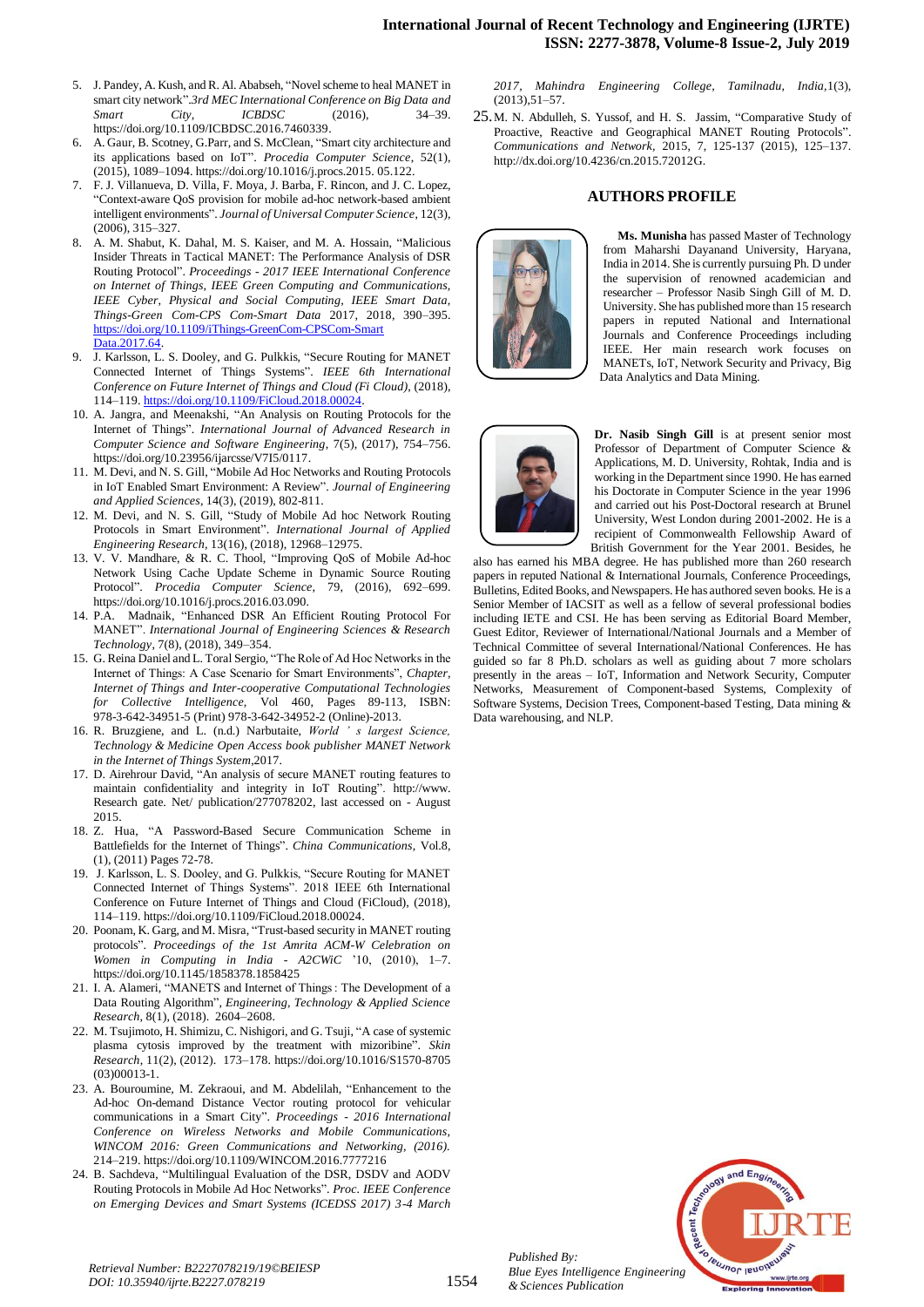5. J. Pandey, A. Kush, and R. Al. Ababseh, "Novel scheme to heal MANET in smart city network".*3rd MEC International Conference on Big Data and Smart City, ICBDSC* (2016), 34–39. https://doi.org/10.1109/ICBDSC.2016.7460339.
6. A. Gaur, B. Scotney, G.Parr, and S. McClean, "Smart city architecture and its applications based on IoT". *Procedia Computer Science*, 52(1), (2015), 1089–1094. https://doi.org/10.1016/j.procs.2015. 05.122.
7. F. J. Villanueva, D. Villa, F. Moya, J. Barba, F. Rincon, and J. C. Lopez, "Context-aware QoS provision for mobile ad-hoc network-based ambient intelligent environments". *Journal of Universal Computer Science*, 12(3), (2006), 315–327.
8. A. M. Shabut, K. Dahal, M. S. Kaiser, and M. A. Hossain, "Malicious Insider Threats in Tactical MANET: The Performance Analysis of DSR Routing Protocol". *Proceedings - 2017 IEEE International Conference on Internet of Things, IEEE Green Computing and Communications, IEEE Cyber, Physical and Social Computing, IEEE Smart Data, Things-Green Com-CPS Com-Smart Data* 2017, 2018, 390–395. https://doi.org/10.1109/iThings-GreenCom-CPSCom-Smart Data.2017.64.
9. J. Karlsson, L. S. Dooley, and G. Pulkkis, "Secure Routing for MANET Connected Internet of Things Systems". *IEEE 6th International Conference on Future Internet of Things and Cloud (Fi Cloud)*, (2018), 114–119. https://doi.org/10.1109/FiCloud.2018.00024.
10. A. Jangra, and Meenakshi, "An Analysis on Routing Protocols for the Internet of Things". *International Journal of Advanced Research in Computer Science and Software Engineering*, 7(5), (2017), 754–756. https://doi.org/10.23956/ijarcsse/V7I5/0117.
11. M. Devi, and N. S. Gill, "Mobile Ad Hoc Networks and Routing Protocols in IoT Enabled Smart Environment: A Review". *Journal of Engineering and Applied Sciences*, 14(3), (2019), 802-811.
12. M. Devi, and N. S. Gill, "Study of Mobile Ad hoc Network Routing Protocols in Smart Environment". *International Journal of Applied Engineering Research*, 13(16), (2018), 12968–12975.
13. V. V. Mandhare, & R. C. Thool, "Improving QoS of Mobile Ad-hoc Network Using Cache Update Scheme in Dynamic Source Routing Protocol". *Procedia Computer Science*, 79, (2016), 692–699. https://doi.org/10.1016/j.procs.2016.03.090.
14. P.A. Madnaik, "Enhanced DSR An Efficient Routing Protocol For MANET". *International Journal of Engineering Sciences & Research Technology*, 7(8), (2018), 349–354.
15. G. Reina Daniel and L. Toral Sergio, "The Role of Ad Hoc Networks in the Internet of Things: A Case Scenario for Smart Environments", *Chapter, Internet of Things and Inter-cooperative Computational Technologies for Collective Intelligence*, Vol 460, Pages 89-113, ISBN: 978-3-642-34951-5 (Print) 978-3-642-34952-2 (Online)-2013.
16. R. Bruzgiene, and L. (n.d.) Narbutaite, *World ' s largest Science, Technology & Medicine Open Access book publisher MANET Network in the Internet of Things System*,2017.
17. D. Airehrour David, "An analysis of secure MANET routing features to maintain confidentiality and integrity in IoT Routing". http://www. Research gate. Net/ publication/277078202, last accessed on - August 2015.
18. Z. Hua, "A Password-Based Secure Communication Scheme in Battlefields for the Internet of Things". *China Communications*, Vol.8, (1), (2011) Pages 72-78.
19. J. Karlsson, L. S. Dooley, and G. Pulkkis, "Secure Routing for MANET Connected Internet of Things Systems". 2018 IEEE 6th International Conference on Future Internet of Things and Cloud (FiCloud), (2018), 114–119. https://doi.org/10.1109/FiCloud.2018.00024.
20. Poonam, K. Garg, and M. Misra, "Trust-based security in MANET routing protocols". *Proceedings of the 1st Amrita ACM-W Celebration on Women in Computing in India - A2CWiC* '10, (2010), 1–7. https://doi.org/10.1145/1858378.1858425
21. I. A. Alameri, "MANETS and Internet of Things : The Development of a Data Routing Algorithm", *Engineering, Technology & Applied Science Research*, 8(1), (2018). 2604–2608.
22. M. Tsujimoto, H. Shimizu, C. Nishigori, and G. Tsuji, "A case of systemic plasma cytosis improved by the treatment with mizoribine". *Skin Research*, 11(2), (2012). 173–178. https://doi.org/10.1016/S1570-8705 (03)00013-1.
23. A. Bouroumine, M. Zekraoui, and M. Abdelilah, "Enhancement to the Ad-hoc On-demand Distance Vector routing protocol for vehicular communications in a Smart City". *Proceedings - 2016 International Conference on Wireless Networks and Mobile Communications, WINCOM 2016: Green Communications and Networking, (2016).* 214–219. https://doi.org/10.1109/WINCOM.2016.7777216
24. B. Sachdeva, "Multilingual Evaluation of the DSR, DSDV and AODV Routing Protocols in Mobile Ad Hoc Networks". *Proc. IEEE Conference on Emerging Devices and Smart Systems (ICEDSS 2017) 3-4 March 2017, Mahindra Engineering College, Tamilnadu, India*,1(3), (2013),51–57.
25. M. N. Abdulleh, S. Yussof, and H. S. Jassim, "Comparative Study of Proactive, Reactive and Geographical MANET Routing Protocols". *Communications and Network*, 2015, 7, 125-137 (2015), 125–137. http://dx.doi.org/10.4236/cn.2015.72012G.

## AUTHORS PROFILE

**Ms. Munisha** has passed Master of Technology from Maharshi Dayanand University, Haryana, India in 2014. She is currently pursuing Ph. D under the supervision of renowned academician and researcher – Professor Nasib Singh Gill of M. D. University. She has published more than 15 research papers in reputed National and International Journals and Conference Proceedings including IEEE. Her main research work focuses on MANETs, IoT, Network Security and Privacy, Big Data Analytics and Data Mining.

**Dr. Nasib Singh Gill** is at present senior most Professor of Department of Computer Science & Applications, M. D. University, Rohtak, India and is working in the Department since 1990. He has earned his Doctorate in Computer Science in the year 1996 and carried out his Post-Doctoral research at Brunel University, West London during 2001-2002. He is a recipient of Commonwealth Fellowship Award of British Government for the Year 2001. Besides, he also has earned his MBA degree. He has published more than 260 research papers in reputed National & International Journals, Conference Proceedings, Bulletins, Edited Books, and Newspapers. He has authored seven books. He is a Senior Member of IACSIT as well as a fellow of several professional bodies including IETE and CSI. He has been serving as Editorial Board Member, Guest Editor, Reviewer of International/National Journals and a Member of Technical Committee of several International/National Conferences. He has guided so far 8 Ph.D. scholars as well as guiding about 7 more scholars presently in the areas – IoT, Information and Network Security, Computer Networks, Measurement of Component-based Systems, Complexity of Software Systems, Decision Trees, Component-based Testing, Data mining & Data warehousing, and NLP.